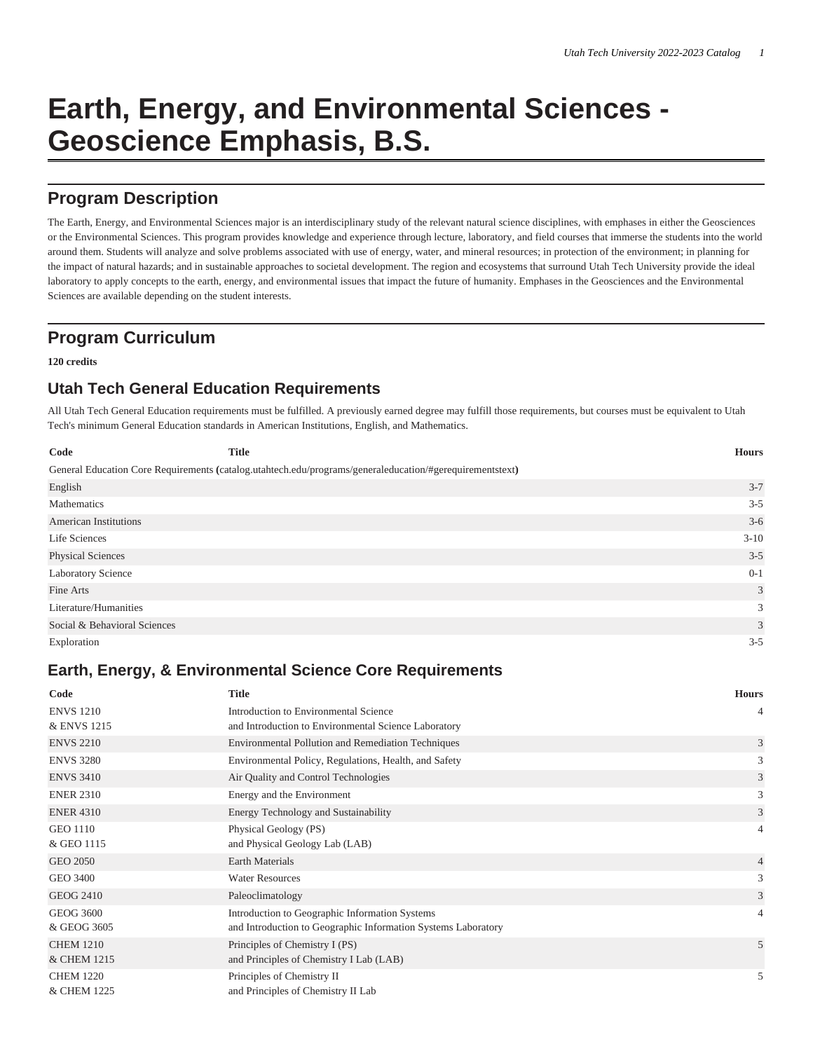# Earth, Energy, and Environmental Sciences - Geoscience Emphasis, B.S.

## Program Description

The Earth, Energy, and Environmental Sciences major is an interdisciplinary study of the relevant natural science disciplines, with emphases in either the Geosciences or the Environmental Sciences. This program provides knowledge and experience through lecture, laboratory, and field courses that immerse the students into the world around them. Students will analyze and solve problems associated with use of energy, water, and mineral resources; in protection of the environment; in planning for the impact of natural hazards; and in sustainable approaches to societal development. The region and ecosystems that surround Utah Tech University provide the ideal laboratory to apply concepts to the earth, energy, and environmental issues that impact the future of humanity. Emphases in the Geosciences and the Environmental Sciences are available depending on the student interests.

## Program Curriculum

**120 credits**

### Utah Tech General Education Requirements

All Utah Tech General Education requirements must be fulfilled. A previously earned degree may fulfill those requirements, but courses must be equivalent to Utah Tech's minimum General Education standards in American Institutions, English, and Mathematics.

| Code | Title | Hours |
|---|---|---|
| General Education Core Requirements **(**catalog.utahtech.edu/programs/generaleducation/#gerequirementstext**)** | | |
| English | | 3-7 |
| Mathematics | | 3-5 |
| American Institutions | | 3-6 |
| Life Sciences | | 3-10 |
| Physical Sciences | | 3-5 |
| Laboratory Science | | 0-1 |
| Fine Arts | | 3 |
| Literature/Humanities | | 3 |
| Social & Behavioral Sciences | | 3 |
| Exploration | | 3-5 |

### Earth, Energy, & Environmental Science Core Requirements

| Code | Title | Hours |
|---|---|---|
| ENVS 1210<br>& ENVS 1215 | Introduction to Environmental Science<br>and Introduction to Environmental Science Laboratory | 4 |
| ENVS 2210 | Environmental Pollution and Remediation Techniques | 3 |
| ENVS 3280 | Environmental Policy, Regulations, Health, and Safety | 3 |
| ENVS 3410 | Air Quality and Control Technologies | 3 |
| ENER 2310 | Energy and the Environment | 3 |
| ENER 4310 | Energy Technology and Sustainability | 3 |
| GEO 1110<br>& GEO 1115 | Physical Geology (PS)<br>and Physical Geology Lab (LAB) | 4 |
| GEO 2050 | Earth Materials | 4 |
| GEO 3400 | Water Resources | 3 |
| GEOG 2410 | Paleoclimatology | 3 |
| GEOG 3600<br>& GEOG 3605 | Introduction to Geographic Information Systems<br>and Introduction to Geographic Information Systems Laboratory | 4 |
| CHEM 1210<br>& CHEM 1215 | Principles of Chemistry I (PS)<br>and Principles of Chemistry I Lab (LAB) | 5 |
| CHEM 1220<br>& CHEM 1225 | Principles of Chemistry II<br>and Principles of Chemistry II Lab | 5 |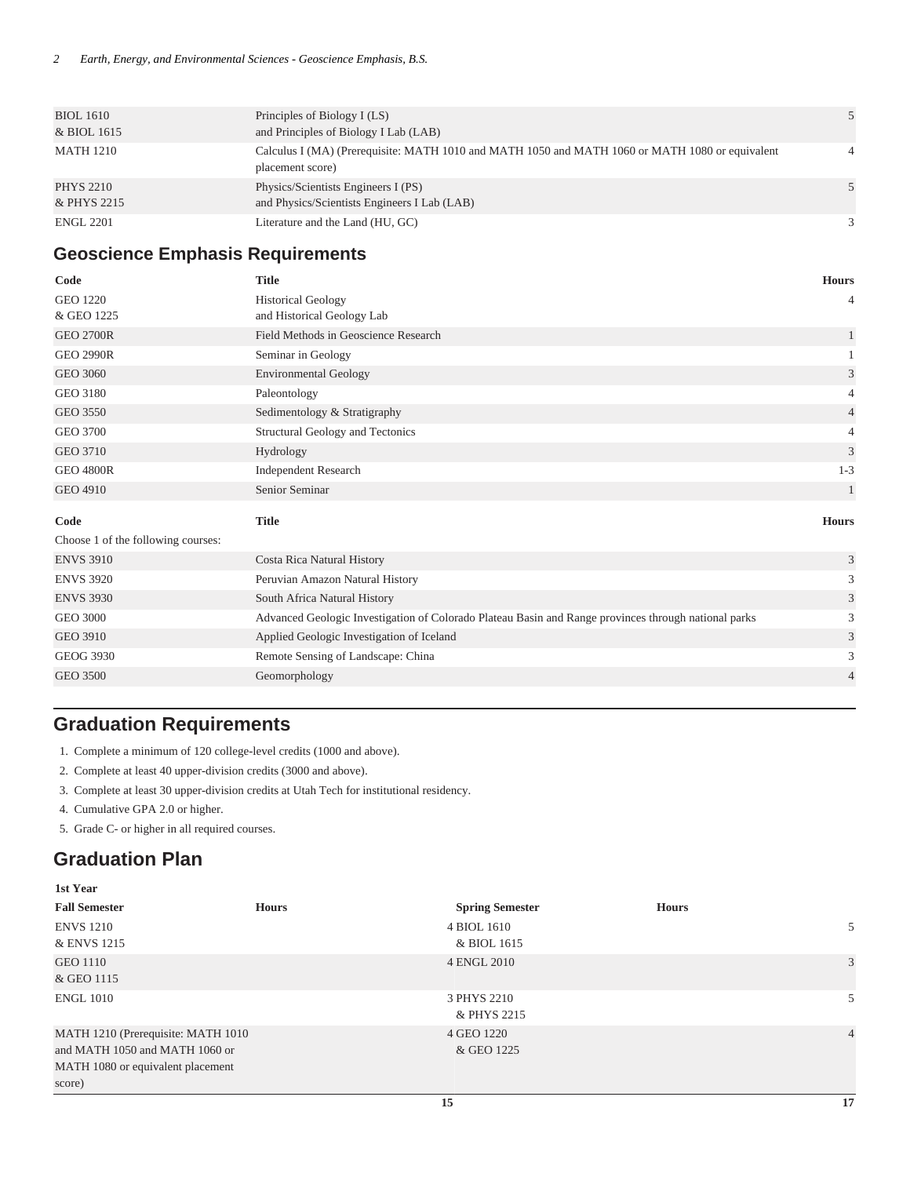| | | |
|---|---|---|
| BIOL 1610<br>& BIOL 1615 | Principles of Biology I (LS)<br>and Principles of Biology I Lab (LAB) | 5 |
| MATH 1210 | Calculus I (MA) (Prerequisite: MATH 1010 and MATH 1050 and MATH 1060 or MATH 1080 or equivalent placement score) | 4 |
| PHYS 2210<br>& PHYS 2215 | Physics/Scientists Engineers I (PS)<br>and Physics/Scientists Engineers I Lab (LAB) | 5 |
| ENGL 2201 | Literature and the Land (HU, GC) | 3 |

## Geoscience Emphasis Requirements

| Code | Title | Hours |
|---|---|---|
| GEO 1220<br>& GEO 1225 | Historical Geology<br>and Historical Geology Lab | 4 |
| GEO 2700R | Field Methods in Geoscience Research | 1 |
| GEO 2990R | Seminar in Geology | 1 |
| GEO 3060 | Environmental Geology | 3 |
| GEO 3180 | Paleontology | 4 |
| GEO 3550 | Sedimentology & Stratigraphy | 4 |
| GEO 3700 | Structural Geology and Tectonics | 4 |
| GEO 3710 | Hydrology | 3 |
| GEO 4800R | Independent Research | 1-3 |
| GEO 4910 | Senior Seminar | 1 |

| Code | Title | Hours |
|---|---|---|
| Choose 1 of the following courses: | | |
| ENVS 3910 | Costa Rica Natural History | 3 |
| ENVS 3920 | Peruvian Amazon Natural History | 3 |
| ENVS 3930 | South Africa Natural History | 3 |
| GEO 3000 | Advanced Geologic Investigation of Colorado Plateau Basin and Range provinces through national parks | 3 |
| GEO 3910 | Applied Geologic Investigation of Iceland | 3 |
| GEOG 3930 | Remote Sensing of Landscape: China | 3 |
| GEO 3500 | Geomorphology | 4 |

## Graduation Requirements

1. Complete a minimum of 120 college-level credits (1000 and above).
2. Complete at least 40 upper-division credits (3000 and above).
3. Complete at least 30 upper-division credits at Utah Tech for institutional residency.
4. Cumulative GPA 2.0 or higher.
5. Grade C- or higher in all required courses.

## Graduation Plan

| 1st Year | | | |
|---|---|---|---|
| **Fall Semester** | **Hours** | **Spring Semester** | **Hours** |
| ENVS 1210<br>& ENVS 1215 | 4 | BIOL 1610<br>& BIOL 1615 | 5 |
| GEO 1110<br>& GEO 1115 | 4 | ENGL 2010 | 3 |
| ENGL 1010 | 3 | PHYS 2210<br>& PHYS 2215 | 5 |
| MATH 1210 (Prerequisite: MATH 1010 and MATH 1050 and MATH 1060 or MATH 1080 or equivalent placement score) | 4 | GEO 1220<br>& GEO 1225 | 4 |
| | 15 | | 17 |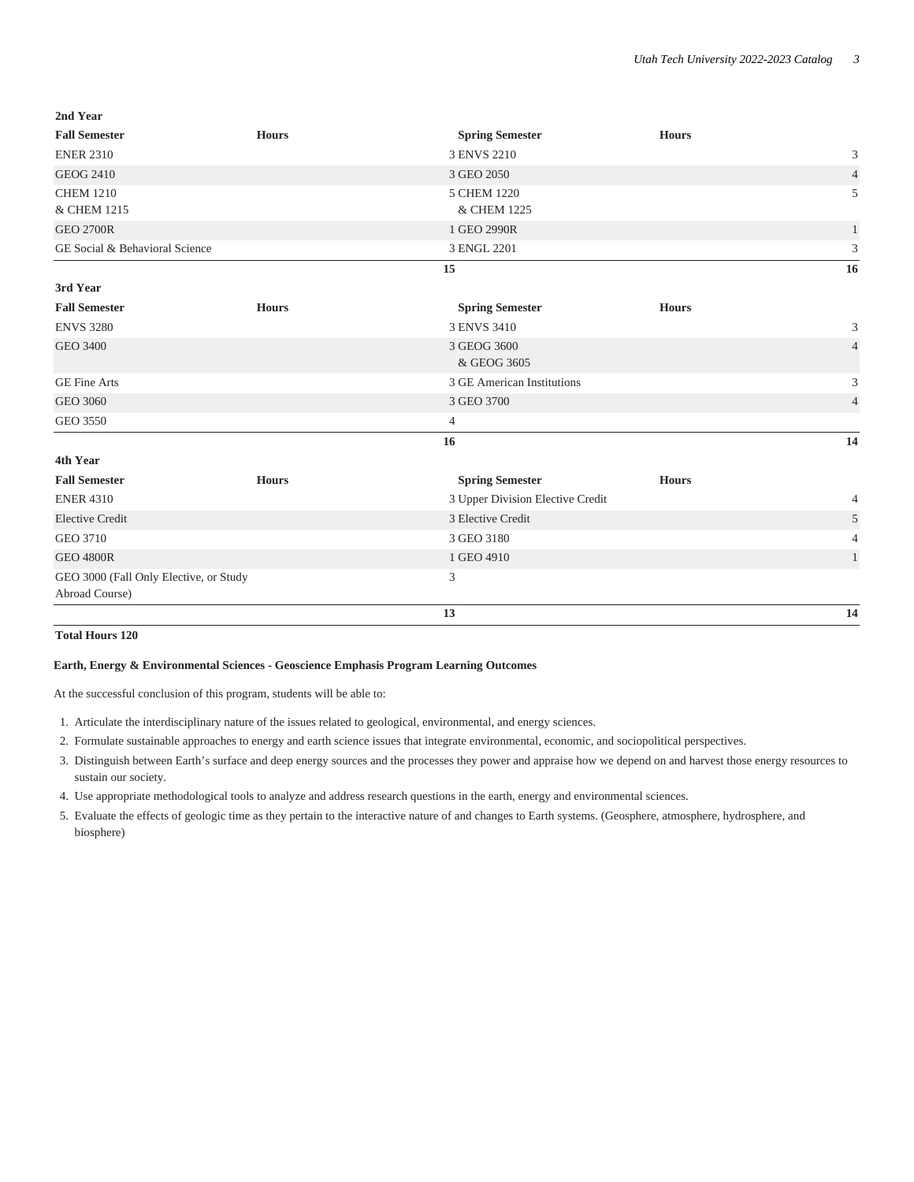**2nd Year**

| Fall Semester | Hours | Spring Semester | Hours |
|---|---|---|---|
| ENER 2310 | 3 | ENVS 2210 | 3 |
| GEOG 2410 | 3 | GEO 2050 | 4 |
| CHEM 1210 & CHEM 1215 | 5 | CHEM 1220 & CHEM 1225 | 5 |
| GEO 2700R | 1 | GEO 2990R | 1 |
| GE Social & Behavioral Science | 3 | ENGL 2201 | 3 |
| | **15** | | **16** |

**3rd Year**

| Fall Semester | Hours | Spring Semester | Hours |
|---|---|---|---|
| ENVS 3280 | 3 | ENVS 3410 | 3 |
| GEO 3400 | 3 | GEOG 3600 & GEOG 3605 | 4 |
| GE Fine Arts | 3 | GE American Institutions | 3 |
| GEO 3060 | 3 | GEO 3700 | 4 |
| GEO 3550 | 4 | | |
| | **16** | | **14** |

**4th Year**

| Fall Semester | Hours | Spring Semester | Hours |
|---|---|---|---|
| ENER 4310 | 3 | Upper Division Elective Credit | 4 |
| Elective Credit | 3 | Elective Credit | 5 |
| GEO 3710 | 3 | GEO 3180 | 4 |
| GEO 4800R | 1 | GEO 4910 | 1 |
| GEO 3000 (Fall Only Elective, or Study Abroad Course) | 3 | | |
| | **13** | | **14** |

**Total Hours 120**

**Earth, Energy & Environmental Sciences - Geoscience Emphasis Program Learning Outcomes**

At the successful conclusion of this program, students will be able to:

1. Articulate the interdisciplinary nature of the issues related to geological, environmental, and energy sciences.
2. Formulate sustainable approaches to energy and earth science issues that integrate environmental, economic, and sociopolitical perspectives.
3. Distinguish between Earth's surface and deep energy sources and the processes they power and appraise how we depend on and harvest those energy resources to sustain our society.
4. Use appropriate methodological tools to analyze and address research questions in the earth, energy and environmental sciences.
5. Evaluate the effects of geologic time as they pertain to the interactive nature of and changes to Earth systems. (Geosphere, atmosphere, hydrosphere, and biosphere)